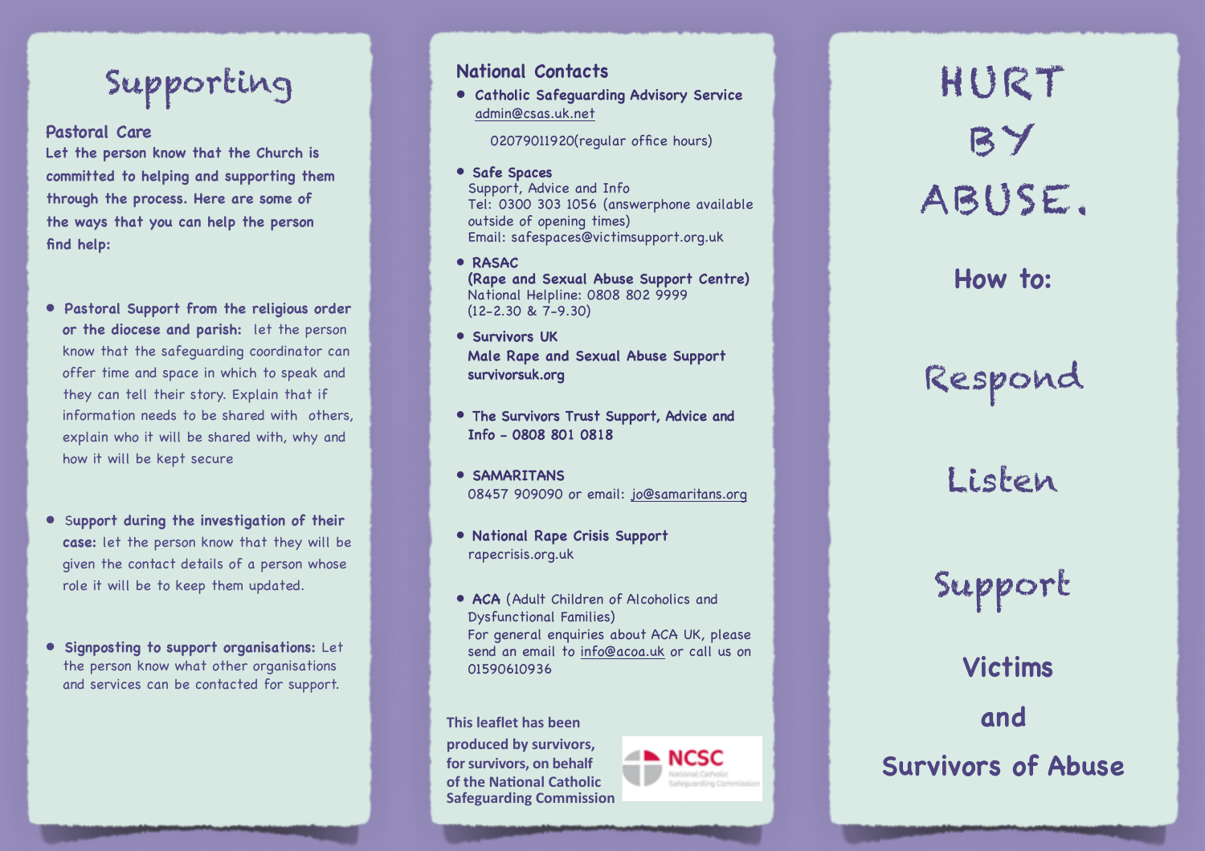# Supporting

## Pastoral Care

**Let the person know that the Church is committed to helping and supporting them through the process. Here are some of the ways that you can help the person find help:**

- **Pastoral Support from the religious order or the diocese and parish:** let the person know that the safeguarding coordinator can offer time and space in which to speak and they can tell their story. Explain that if information needs to be shared with others, explain who it will be shared with, why and how it will be kept secure

- **Support during the investigation of their case:** let the person know that they will be given the contact details of a person whose role it will be to keep them updated.

- **Signposting to support organisations:** Let the person know what other organisations and services can be contacted for support.

## National Contacts

- **Catholic Safeguarding Advisory Service**
  admin@csas.uk.net
  02079011920(regular office hours)

- **Safe Spaces**
  Support, Advice and Info
  Tel: 0300 303 1056 (answerphone available outside of opening times)
  Email: safespaces@victimsupport.org.uk

- **RASAC**
  **(Rape and Sexual Abuse Support Centre)**
  National Helpline: 0808 802 9999
  (12-2.30 & 7-9.30)

- **Survivors UK**
  **Male Rape and Sexual Abuse Support**
  **survivorsuk.org**

- **The Survivors Trust Support, Advice and Info - 0808 801 0818**

- **SAMARITANS**
  08457 909090 or email: jo@samaritans.org

- **National Rape Crisis Support**
  rapecrisis.org.uk

- **ACA** (Adult Children of Alcoholics and Dysfunctional Families)
  For general enquiries about ACA UK, please send an email to info@acoa.uk or call us on 01590610936

**This leaflet has been produced by survivors, for survivors, on behalf of the National Catholic Safeguarding Commission**

NCSC National Catholic Safeguarding Commission

# HURT BY ABUSE.

## How to:

## Respond

## Listen

## Support

## Victims and Survivors of Abuse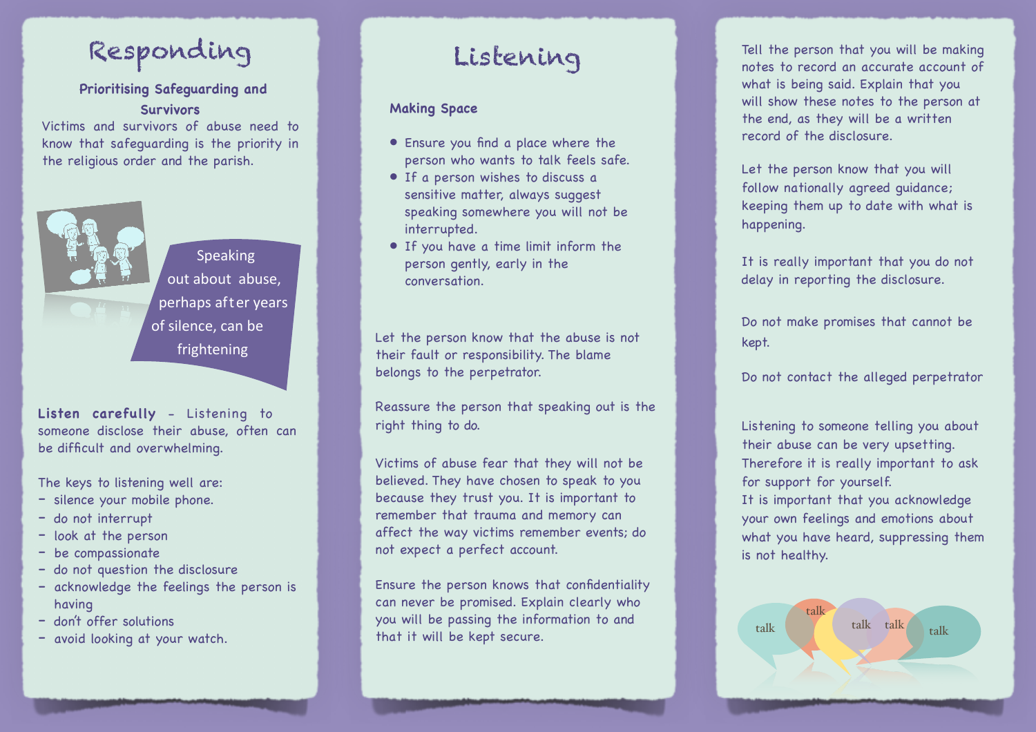# Responding

**Prioritising Safeguarding and Survivors**

Victims and survivors of abuse need to know that safeguarding is the priority in the religious order and the parish.

Speaking out about abuse, perhaps after years of silence, can be frightening

**Listen carefully** - Listening to someone disclose their abuse, often can be difficult and overwhelming.

The keys to listening well are:

- silence your mobile phone.
- do not interrupt
- look at the person
- be compassionate
- do not question the disclosure
- acknowledge the feelings the person is having
- don't offer solutions
- avoid looking at your watch.

# Listening

**Making Space**

- Ensure you find a place where the person who wants to talk feels safe.
- If a person wishes to discuss a sensitive matter, always suggest speaking somewhere you will not be interrupted.
- If you have a time limit inform the person gently, early in the conversation.

Let the person know that the abuse is not their fault or responsibility. The blame belongs to the perpetrator.

Reassure the person that speaking out is the right thing to do.

Victims of abuse fear that they will not be believed. They have chosen to speak to you because they trust you. It is important to remember that trauma and memory can affect the way victims remember events; do not expect a perfect account.

Ensure the person knows that confidentiality can never be promised. Explain clearly who you will be passing the information to and that it will be kept secure.

Tell the person that you will be making notes to record an accurate account of what is being said. Explain that you will show these notes to the person at the end, as they will be a written record of the disclosure.

Let the person know that you will follow nationally agreed guidance; keeping them up to date with what is happening.

It is really important that you do not delay in reporting the disclosure.

Do not make promises that cannot be kept.

Do not contact the alleged perpetrator

Listening to someone telling you about their abuse can be very upsetting. Therefore it is really important to ask for support for yourself.
It is important that you acknowledge your own feelings and emotions about what you have heard, suppressing them is not healthy.